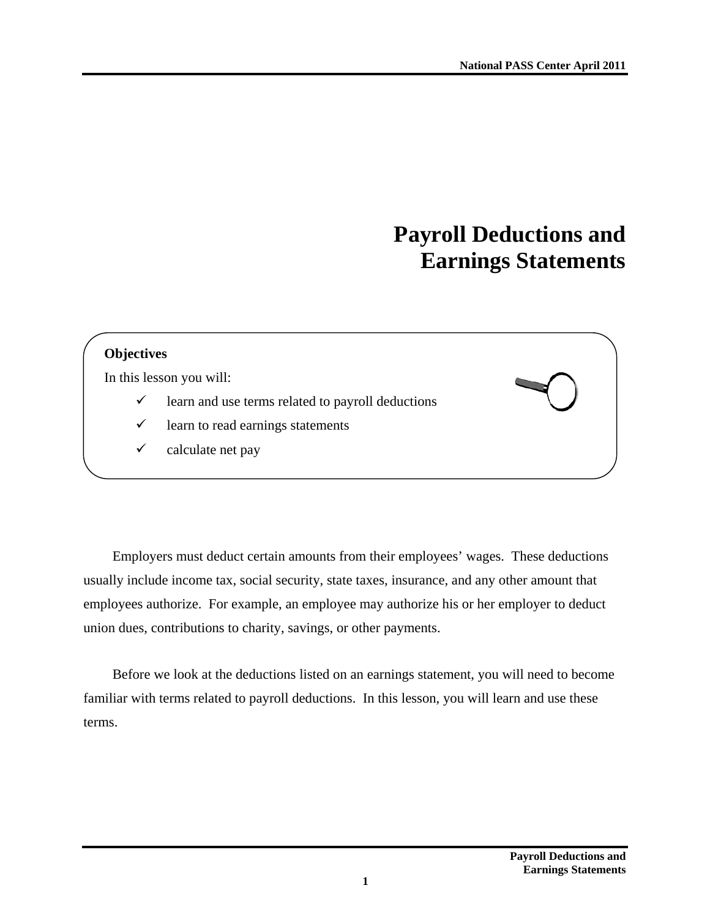# Payroll Deductions and Earnings Statements

**Objectives**

In this lesson you will:

- ✓ learn and use terms related to payroll deductions
- ✓ learn to read earnings statements
- ✓ calculate net pay

Employers must deduct certain amounts from their employees' wages. These deductions usually include income tax, social security, state taxes, insurance, and any other amount that employees authorize. For example, an employee may authorize his or her employer to deduct union dues, contributions to charity, savings, or other payments.

Before we look at the deductions listed on an earnings statement, you will need to become familiar with terms related to payroll deductions. In this lesson, you will learn and use these terms.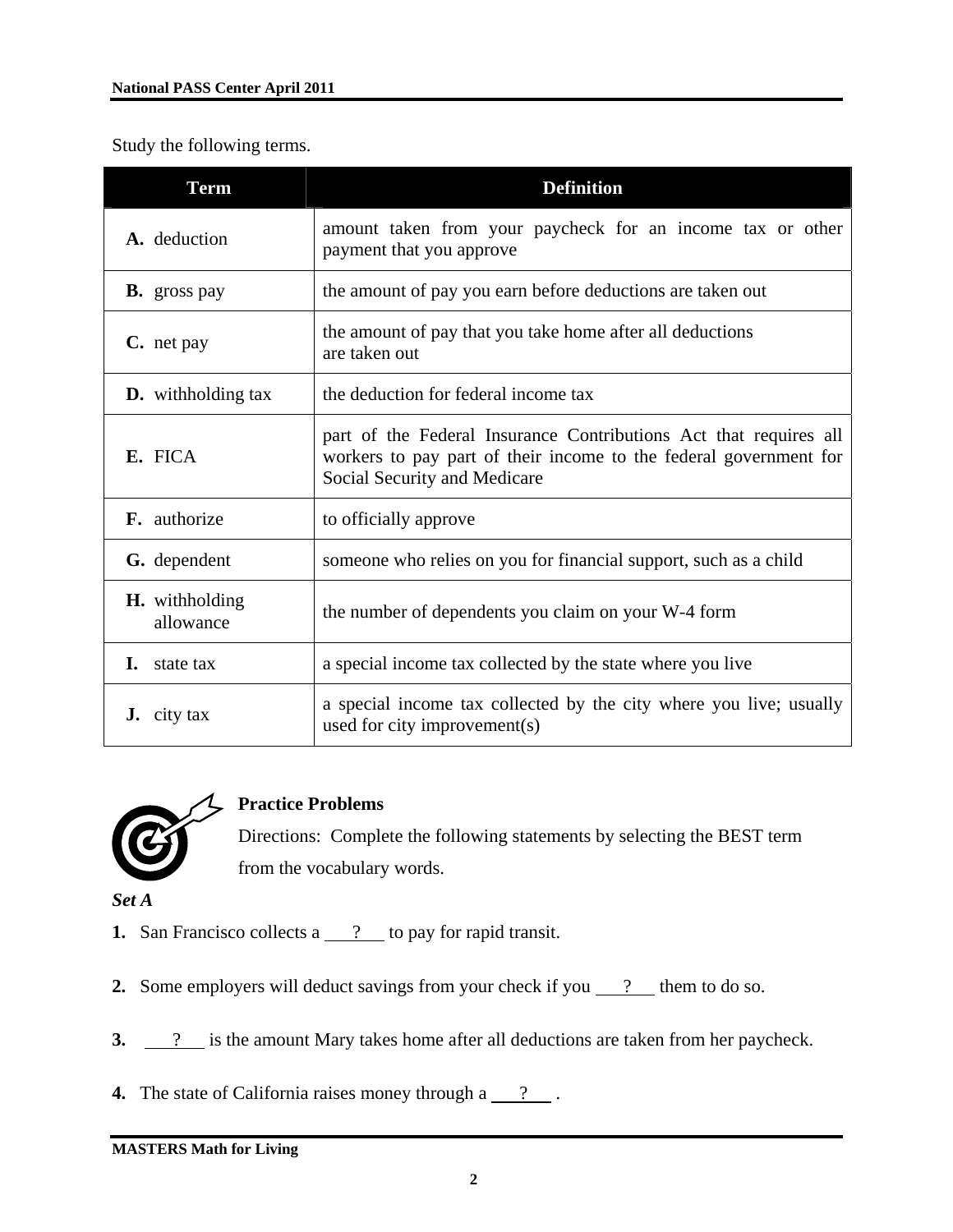Study the following terms.

| Term | Definition |
| --- | --- |
| **A.** deduction | amount taken from your paycheck for an income tax or other payment that you approve |
| **B.** gross pay | the amount of pay you earn before deductions are taken out |
| **C.** net pay | the amount of pay that you take home after all deductions are taken out |
| **D.** withholding tax | the deduction for federal income tax |
| **E.** FICA | part of the Federal Insurance Contributions Act that requires all workers to pay part of their income to the federal government for Social Security and Medicare |
| **F.** authorize | to officially approve |
| **G.** dependent | someone who relies on you for financial support, such as a child |
| **H.** withholding allowance | the number of dependents you claim on your W-4 form |
| **I.** state tax | a special income tax collected by the state where you live |
| **J.** city tax | a special income tax collected by the city where you live; usually used for city improvement(s) |

## Practice Problems

Directions: Complete the following statements by selecting the BEST term from the vocabulary words.

***Set A***

**1.** San Francisco collects a ___?___ to pay for rapid transit.

**2.** Some employers will deduct savings from your check if you ___?___ them to do so.

**3.** ___?___ is the amount Mary takes home after all deductions are taken from her paycheck.

**4.** The state of California raises money through a ___?___ .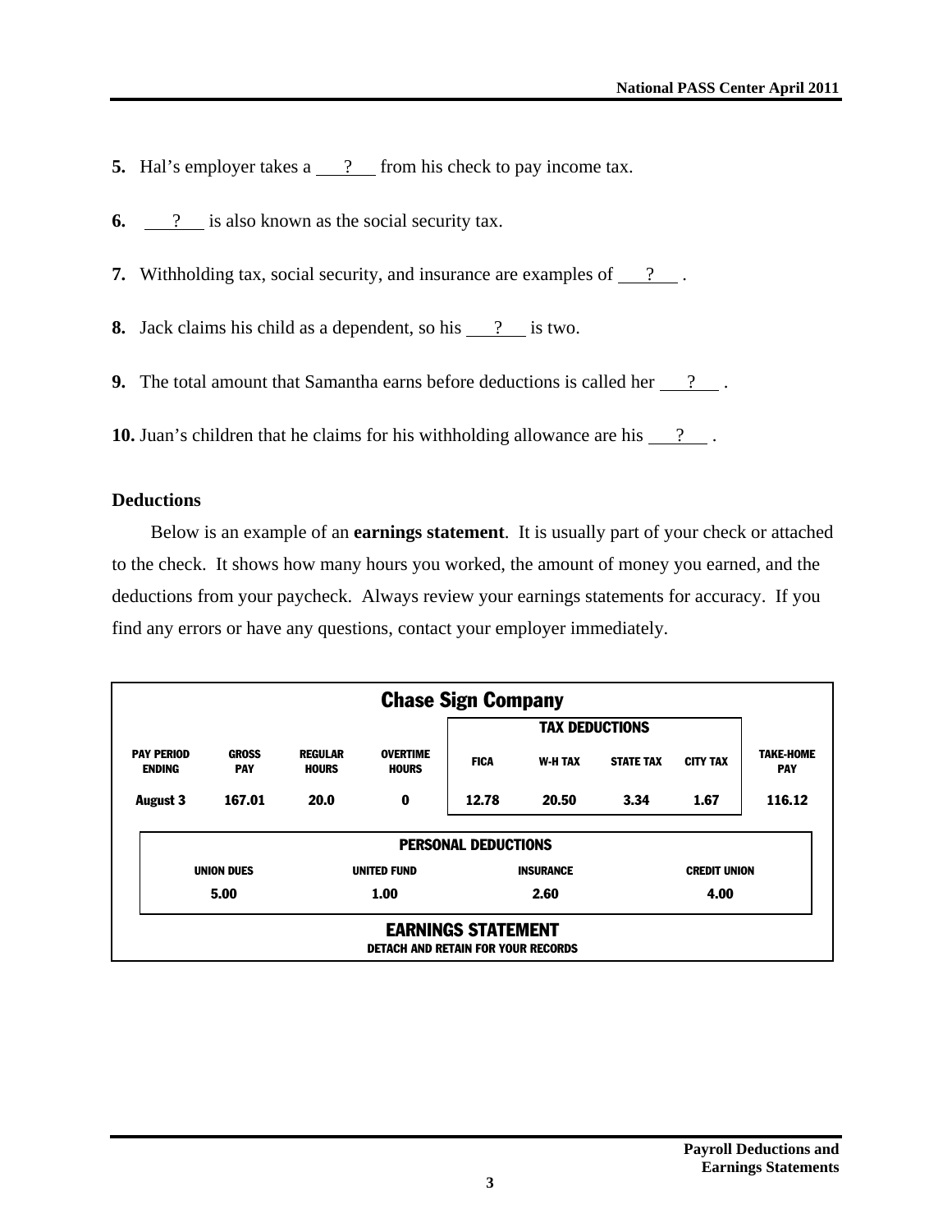**5.** Hal's employer takes a \_\_\_?\_\_\_ from his check to pay income tax.

**6.** \_\_\_?\_\_\_ is also known as the social security tax.

**7.** Withholding tax, social security, and insurance are examples of \_\_\_?\_\_\_ .

**8.** Jack claims his child as a dependent, so his \_\_\_?\_\_\_ is two.

**9.** The total amount that Samantha earns before deductions is called her \_\_\_?\_\_\_ .

**10.** Juan's children that he claims for his withholding allowance are his \_\_\_?\_\_\_ .

### Deductions

Below is an example of an **earnings statement**. It is usually part of your check or attached to the check. It shows how many hours you worked, the amount of money you earned, and the deductions from your paycheck. Always review your earnings statements for accuracy. If you find any errors or have any questions, contact your employer immediately.

**Chase Sign Company**

| | | | | TAX DEDUCTIONS | | | | |
|---|---|---|---|---|---|---|---|---|
| PAY PERIOD ENDING | GROSS PAY | REGULAR HOURS | OVERTIME HOURS | FICA | W-H TAX | STATE TAX | CITY TAX | TAKE-HOME PAY |
| August 3 | 167.01 | 20.0 | 0 | 12.78 | 20.50 | 3.34 | 1.67 | 116.12 |

| PERSONAL DEDUCTIONS | | | |
|---|---|---|---|
| UNION DUES | UNITED FUND | INSURANCE | CREDIT UNION |
| 5.00 | 1.00 | 2.60 | 4.00 |

**EARNINGS STATEMENT**
DETACH AND RETAIN FOR YOUR RECORDS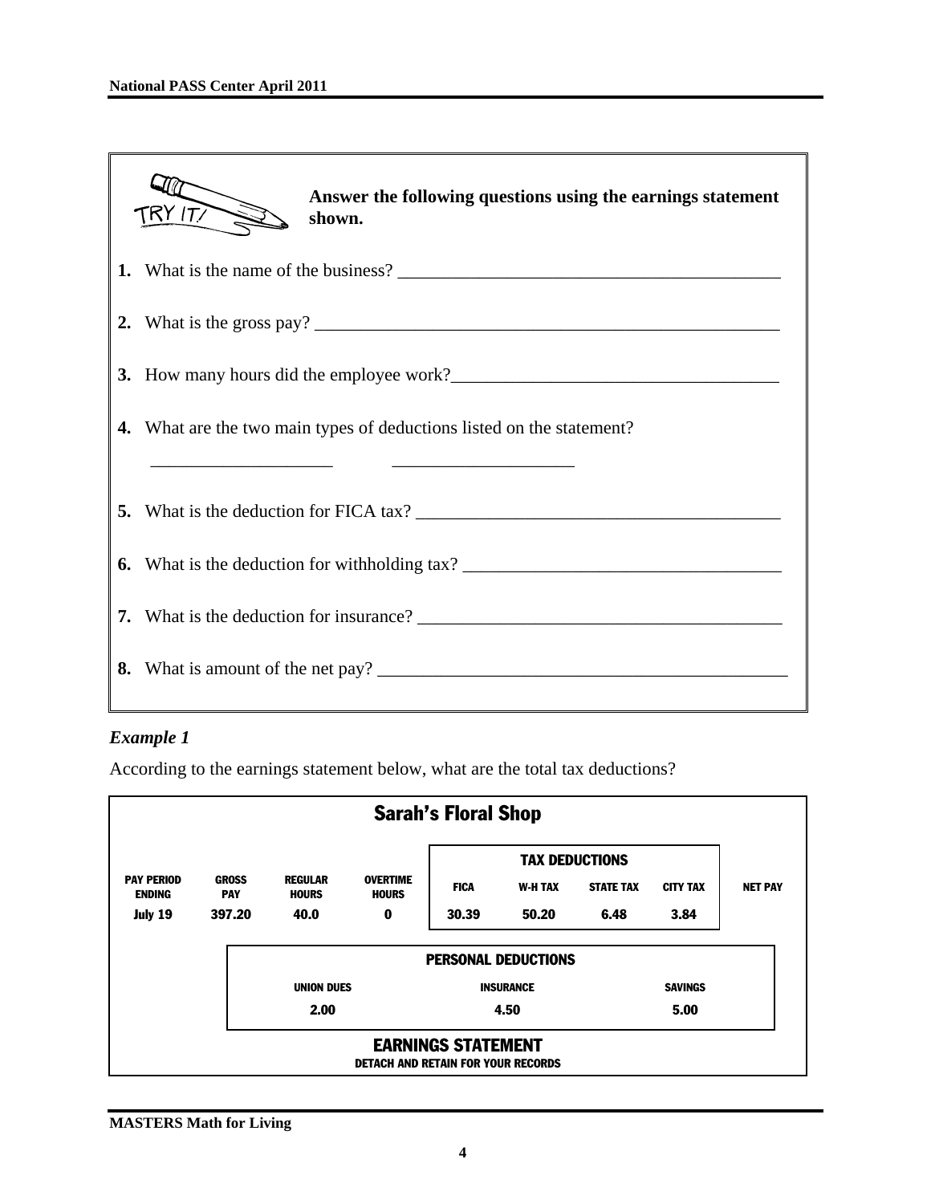**TRY IT!** **Answer the following questions using the earnings statement shown.**

1. What is the name of the business? ___________________________

2. What is the gross pay? ___________________________

3. How many hours did the employee work? ___________________________

4. What are the two main types of deductions listed on the statement?

   ____________________ ____________________

5. What is the deduction for FICA tax? ___________________________

6. What is the deduction for withholding tax? ___________________________

7. What is the deduction for insurance? ___________________________

8. What is amount of the net pay? ___________________________

*Example 1*

According to the earnings statement below, what are the total tax deductions?

**Sarah's Floral Shop**

| PAY PERIOD ENDING | GROSS PAY | REGULAR HOURS | OVERTIME HOURS | TAX DEDUCTIONS | | | | NET PAY |
|---|---|---|---|---|---|---|---|---|
| | | | | FICA | W-H TAX | STATE TAX | CITY TAX | |
| July 19 | 397.20 | 40.0 | 0 | 30.39 | 50.20 | 6.48 | 3.84 | |

| PERSONAL DEDUCTIONS | | |
|---|---|---|
| UNION DUES | INSURANCE | SAVINGS |
| 2.00 | 4.50 | 5.00 |

**EARNINGS STATEMENT**
DETACH AND RETAIN FOR YOUR RECORDS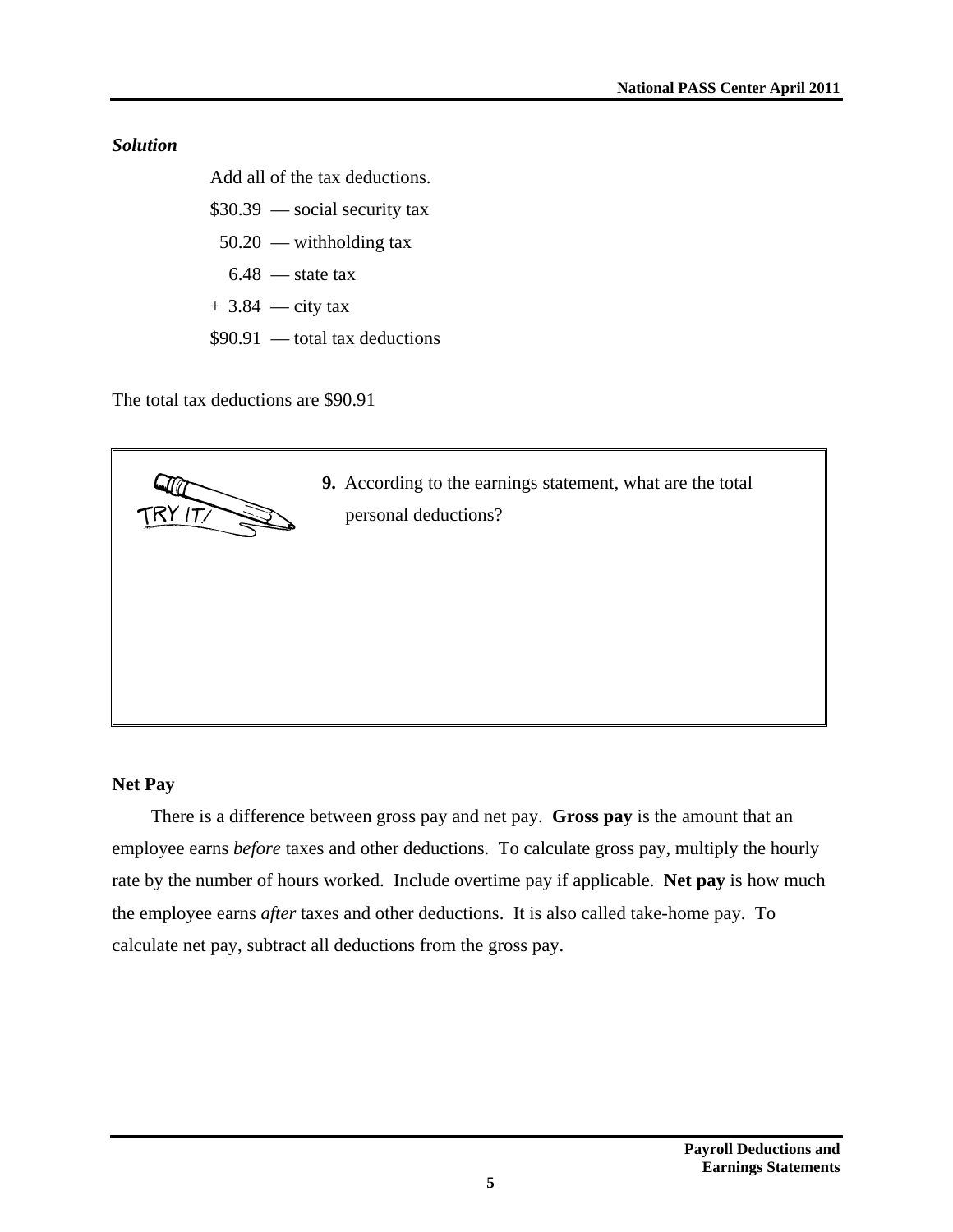***Solution***

Add all of the tax deductions.

$30.39 — social security tax
 50.20 — withholding tax
 6.48 — state tax
+ 3.84 — city tax
$90.91 — total tax deductions

The total tax deductions are $90.91

TRY IT!

**9.** According to the earnings statement, what are the total personal deductions?

**Net Pay**

There is a difference between gross pay and net pay. **Gross pay** is the amount that an employee earns *before* taxes and other deductions. To calculate gross pay, multiply the hourly rate by the number of hours worked. Include overtime pay if applicable. **Net pay** is how much the employee earns *after* taxes and other deductions. It is also called take-home pay. To calculate net pay, subtract all deductions from the gross pay.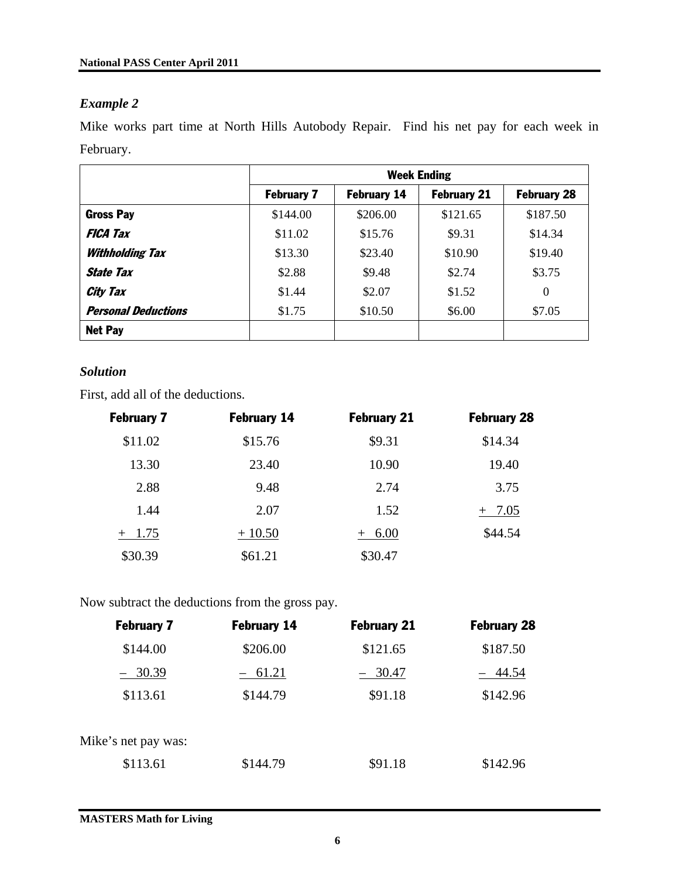### *Example 2*

Mike works part time at North Hills Autobody Repair. Find his net pay for each week in February.

| | Week Ending | | | |
|---|---|---|---|---|
| | **February 7** | **February 14** | **February 21** | **February 28** |
| **Gross Pay** | \$144.00 | \$206.00 | \$121.65 | \$187.50 |
| ***FICA Tax*** | \$11.02 | \$15.76 | \$9.31 | \$14.34 |
| ***Withholding Tax*** | \$13.30 | \$23.40 | \$10.90 | \$19.40 |
| ***State Tax*** | \$2.88 | \$9.48 | \$2.74 | \$3.75 |
| ***City Tax*** | \$1.44 | \$2.07 | \$1.52 | 0 |
| ***Personal Deductions*** | \$1.75 | \$10.50 | \$6.00 | \$7.05 |
| **Net Pay** | | | | |

### *Solution*

First, add all of the deductions.

| **February 7** | **February 14** | **February 21** | **February 28** |
|---|---|---|---|
| \$11.02 | \$15.76 | \$9.31 | \$14.34 |
| 13.30 | 23.40 | 10.90 | 19.40 |
| 2.88 | 9.48 | 2.74 | 3.75 |
| 1.44 | 2.07 | 1.52 | + 7.05 |
| + 1.75 | + 10.50 | + 6.00 | \$44.54 |
| \$30.39 | \$61.21 | \$30.47 | |

Now subtract the deductions from the gross pay.

| **February 7** | **February 14** | **February 21** | **February 28** |
|---|---|---|---|
| \$144.00 | \$206.00 | \$121.65 | \$187.50 |
| – 30.39 | – 61.21 | – 30.47 | – 44.54 |
| \$113.61 | \$144.79 | \$91.18 | \$142.96 |

Mike's net pay was:

| | | | |
|---|---|---|---|
| \$113.61 | \$144.79 | \$91.18 | \$142.96 |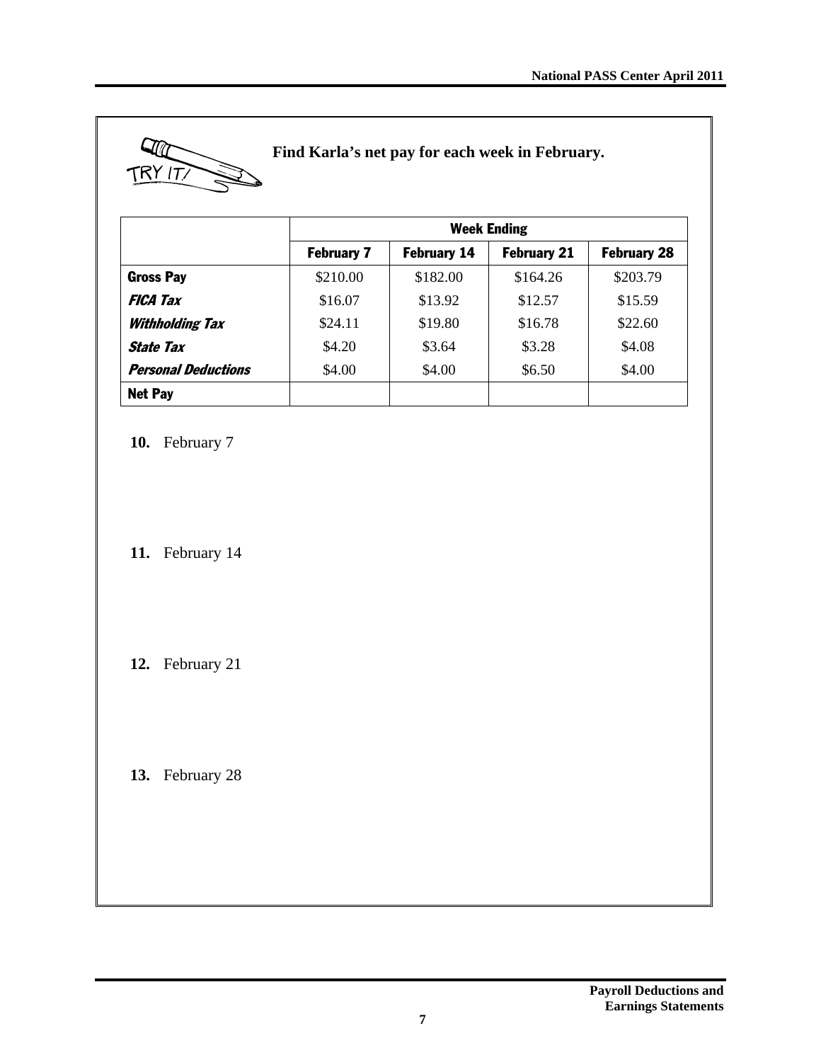**Find Karla's net pay for each week in February.**

| | Week Ending | | | |
|---|---|---|---|---|
| | **February 7** | **February 14** | **February 21** | **February 28** |
| **Gross Pay** | $210.00 | $182.00 | $164.26 | $203.79 |
| ***FICA Tax*** | $16.07 | $13.92 | $12.57 | $15.59 |
| ***Withholding Tax*** | $24.11 | $19.80 | $16.78 | $22.60 |
| ***State Tax*** | $4.20 | $3.64 | $3.28 | $4.08 |
| ***Personal Deductions*** | $4.00 | $4.00 | $6.50 | $4.00 |
| **Net Pay** | | | | |

**10.** February 7

**11.** February 14

**12.** February 21

**13.** February 28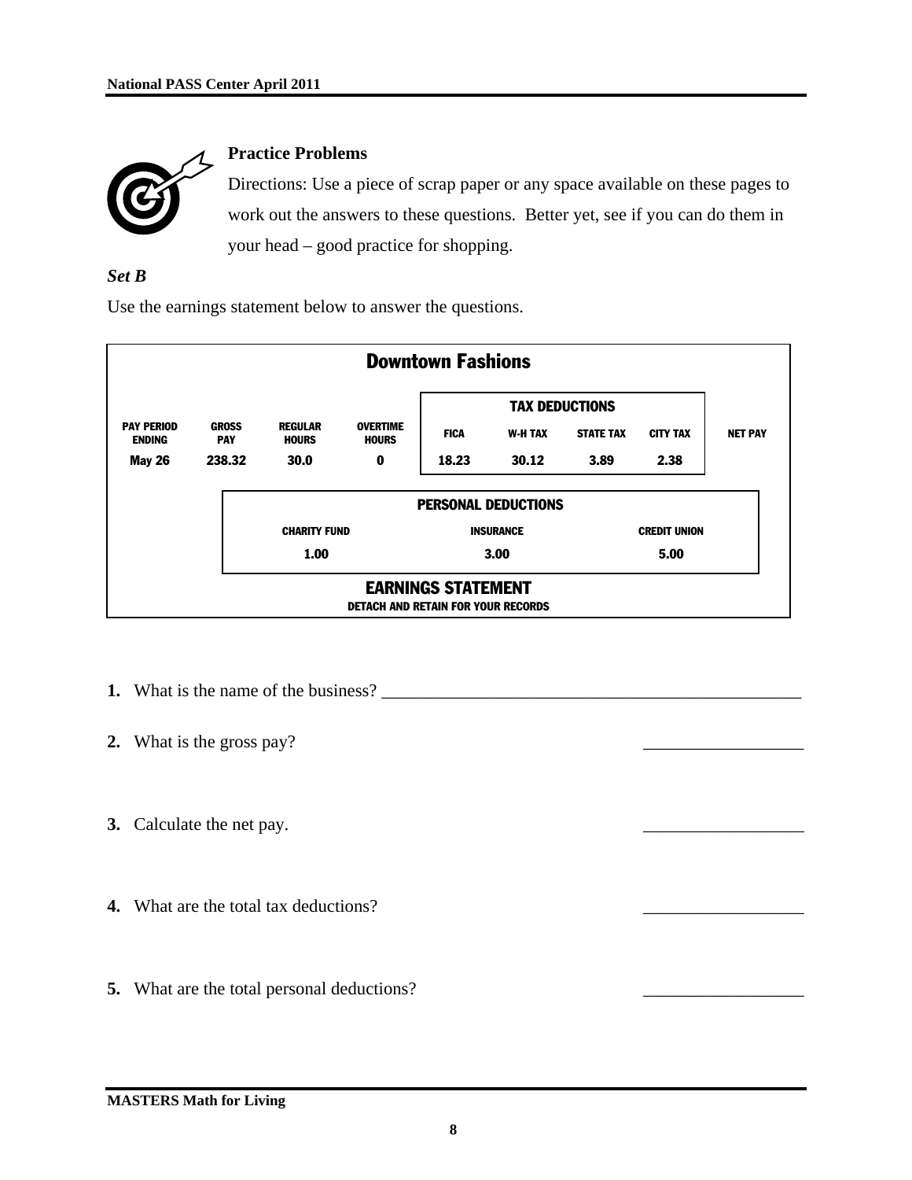### Practice Problems

Directions: Use a piece of scrap paper or any space available on these pages to work out the answers to these questions. Better yet, see if you can do them in your head – good practice for shopping.

***Set B***

Use the earnings statement below to answer the questions.

**Downtown Fashions**

| PAY PERIOD ENDING | GROSS PAY | REGULAR HOURS | OVERTIME HOURS | TAX DEDUCTIONS | | | | NET PAY |
|---|---|---|---|---|---|---|---|---|
| | | | | FICA | W-H TAX | STATE TAX | CITY TAX | |
| May 26 | 238.32 | 30.0 | 0 | 18.23 | 30.12 | 3.89 | 2.38 | |

| PERSONAL DEDUCTIONS | | |
|---|---|---|
| CHARITY FUND | INSURANCE | CREDIT UNION |
| 1.00 | 3.00 | 5.00 |

**EARNINGS STATEMENT**
DETACH AND RETAIN FOR YOUR RECORDS

**1.** What is the name of the business? ________________________________________________

**2.** What is the gross pay? __________________

**3.** Calculate the net pay. __________________

**4.** What are the total tax deductions? __________________

**5.** What are the total personal deductions? __________________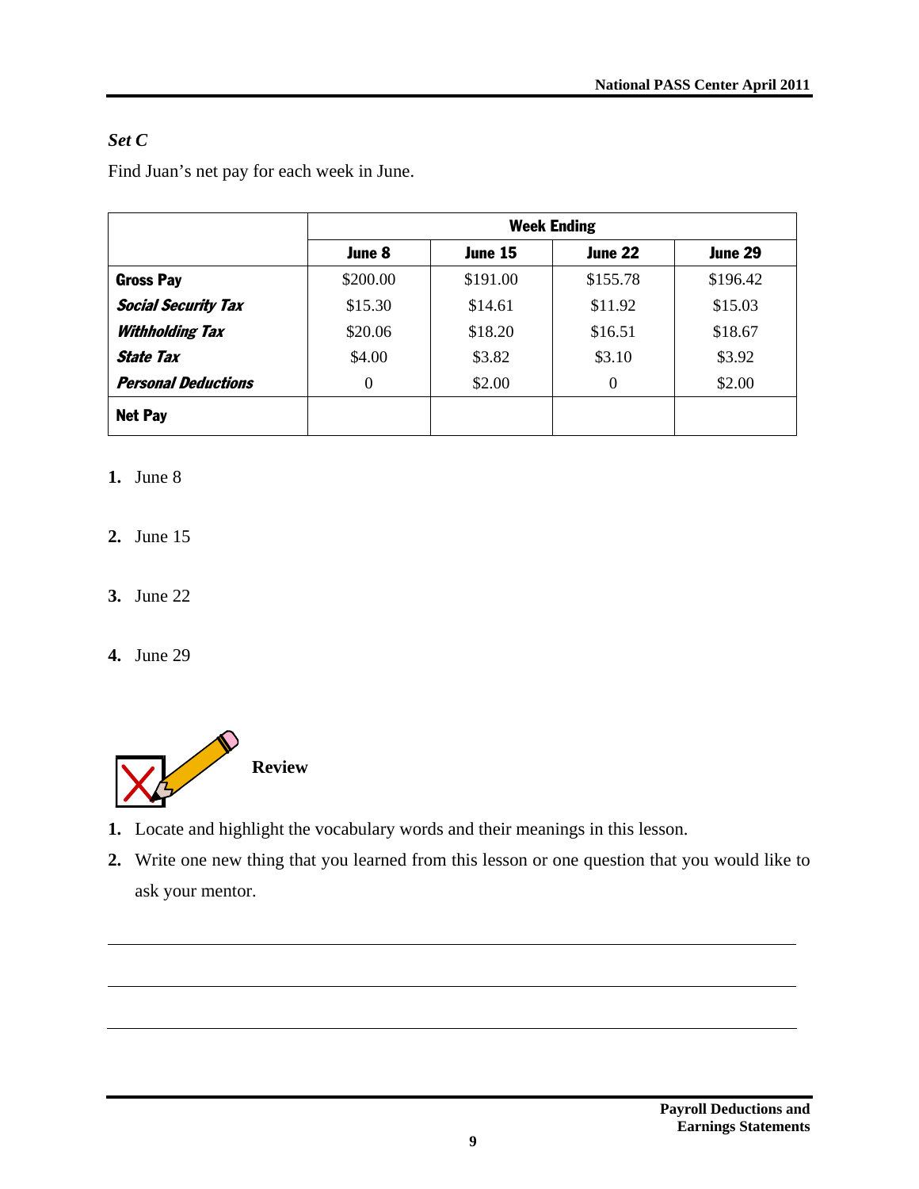### *Set C*

Find Juan's net pay for each week in June.

| | Week Ending | | | |
|---|---|---|---|---|
| | **June 8** | **June 15** | **June 22** | **June 29** |
| **Gross Pay** | \$200.00 | \$191.00 | \$155.78 | \$196.42 |
| ***Social Security Tax*** | \$15.30 | \$14.61 | \$11.92 | \$15.03 |
| ***Withholding Tax*** | \$20.06 | \$18.20 | \$16.51 | \$18.67 |
| ***State Tax*** | \$4.00 | \$3.82 | \$3.10 | \$3.92 |
| ***Personal Deductions*** | 0 | \$2.00 | 0 | \$2.00 |
| **Net Pay** | | | | |

**1.** June 8

**2.** June 15

**3.** June 22

**4.** June 29

**Review**

**1.** Locate and highlight the vocabulary words and their meanings in this lesson.

**2.** Write one new thing that you learned from this lesson or one question that you would like to ask your mentor.

---

---

---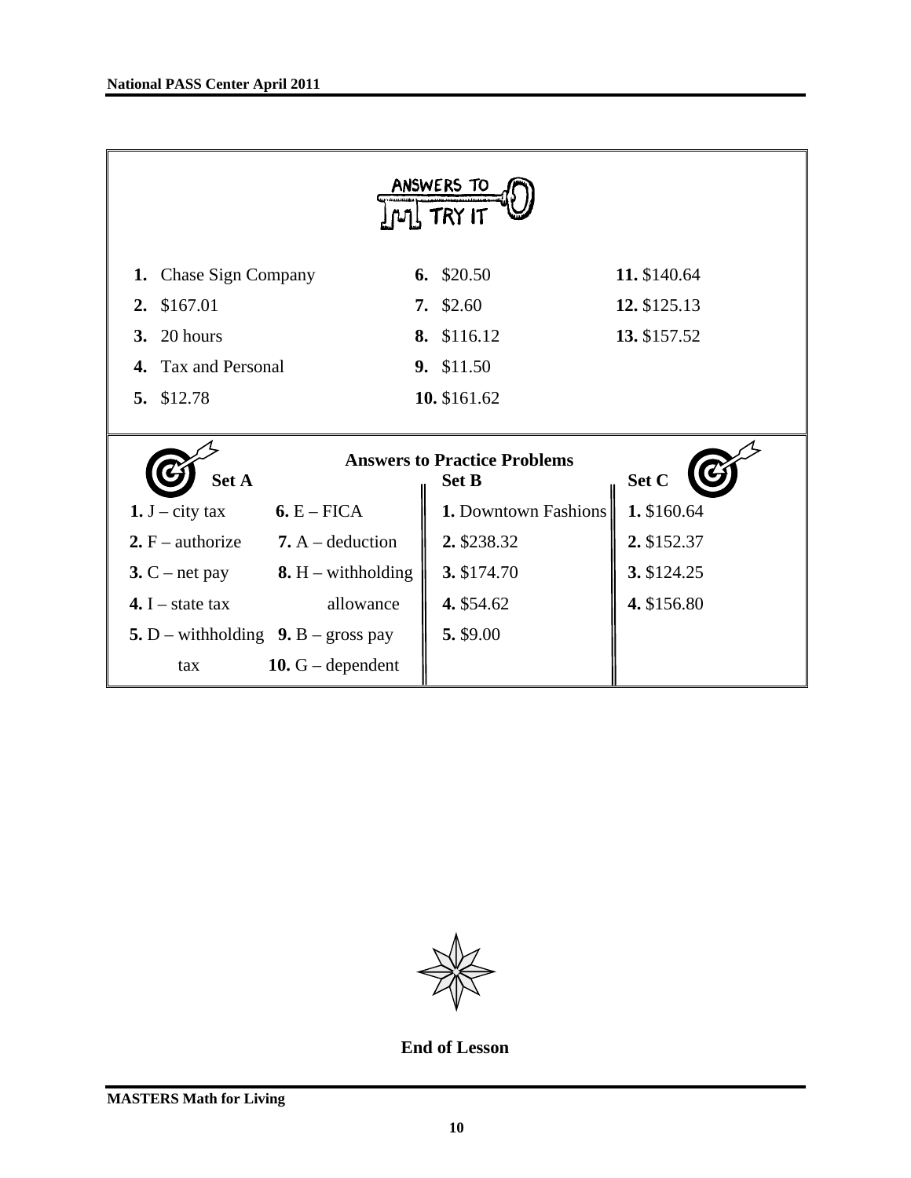## ANSWERS TO TRY IT

| | | |
|---|---|---|
| **1.** Chase Sign Company | **6.** $20.50 | **11.** $140.64 |
| **2.** $167.01 | **7.** $2.60 | **12.** $125.13 |
| **3.** 20 hours | **8.** $116.12 | **13.** $157.52 |
| **4.** Tax and Personal | **9.** $11.50 | |
| **5.** $12.78 | **10.** $161.62 | |

## Answers to Practice Problems

| Set A | | Set B | Set C |
|---|---|---|---|
| **1.** J – city tax | **6.** E – FICA | **1.** Downtown Fashions | **1.** $160.64 |
| **2.** F – authorize | **7.** A – deduction | **2.** $238.32 | **2.** $152.37 |
| **3.** C – net pay | **8.** H – withholding allowance | **3.** $174.70 | **3.** $124.25 |
| **4.** I – state tax | **9.** B – gross pay | **4.** $54.62 | **4.** $156.80 |
| **5.** D – withholding tax | **10.** G – dependent | **5.** $9.00 | |

**End of Lesson**